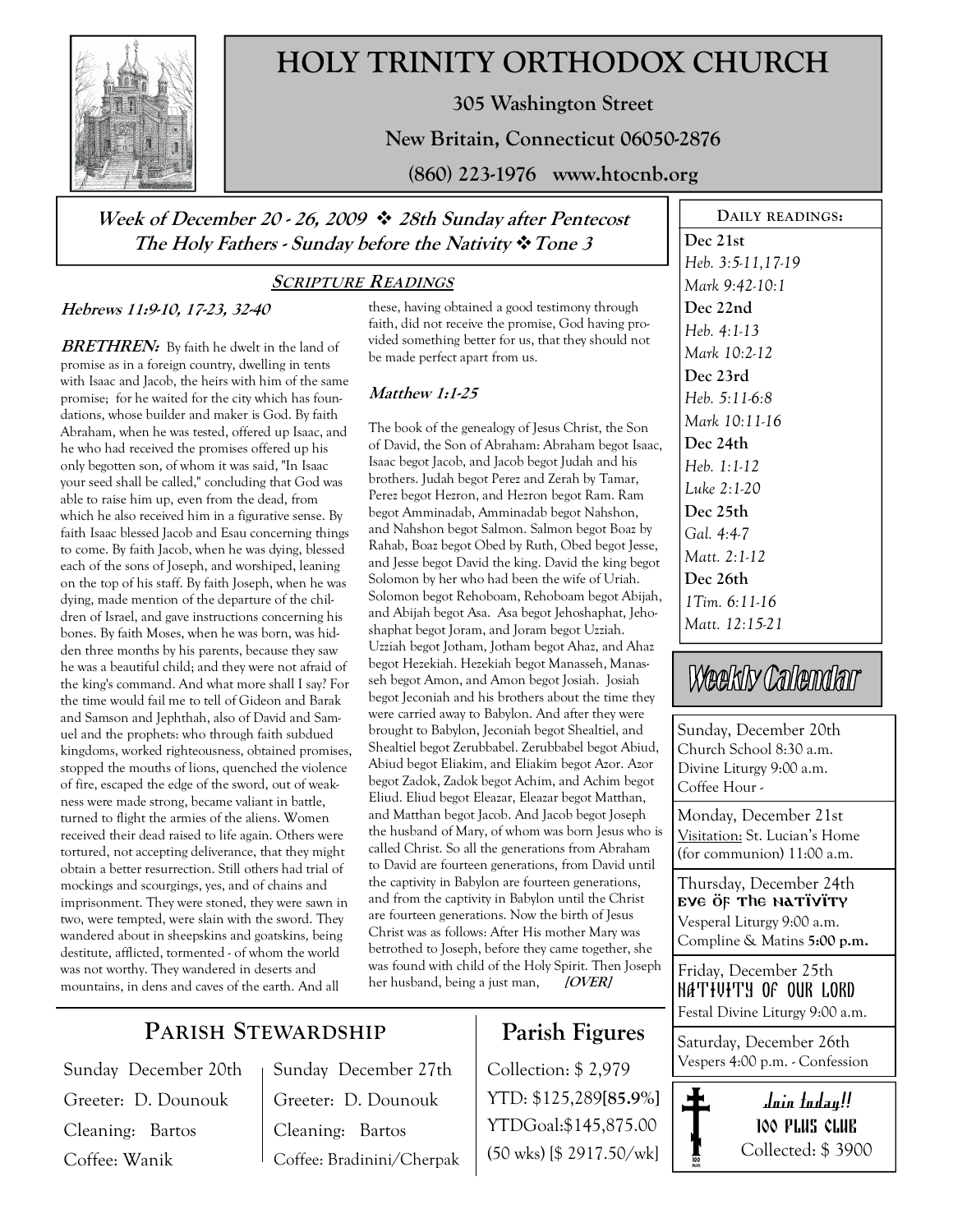// Document: b63f4fc01d1d, page 1 of 2

# HOLY TRINITY ORTHODOX CHURCH

**305 Washington Street**

**New Britain, Connecticut 06050-2876**

**(860) 223-1976 www.htocnb.org**

***Week of December 20 - 26, 2009 ❖ 28th Sunday after Pentecost***
***The Holy Fathers - Sunday before the Nativity ❖ Tone 3***

## SCRIPTURE READINGS

### *Hebrews 11:9-10, 17-23, 32-40*

***BRETHREN:*** By faith he dwelt in the land of promise as in a foreign country, dwelling in tents with Isaac and Jacob, the heirs with him of the same promise; for he waited for the city which has foundations, whose builder and maker is God. By faith Abraham, when he was tested, offered up Isaac, and he who had received the promises offered up his only begotten son, of whom it was said, "In Isaac your seed shall be called," concluding that God was able to raise him up, even from the dead, from which he also received him in a figurative sense. By faith Isaac blessed Jacob and Esau concerning things to come. By faith Jacob, when he was dying, blessed each of the sons of Joseph, and worshiped, leaning on the top of his staff. By faith Joseph, when he was dying, made mention of the departure of the children of Israel, and gave instructions concerning his bones. By faith Moses, when he was born, was hidden three months by his parents, because they saw he was a beautiful child; and they were not afraid of the king's command. And what more shall I say? For the time would fail me to tell of Gideon and Barak and Samson and Jephthah, also of David and Samuel and the prophets: who through faith subdued kingdoms, worked righteousness, obtained promises, stopped the mouths of lions, quenched the violence of fire, escaped the edge of the sword, out of weakness were made strong, became valiant in battle, turned to flight the armies of the aliens. Women received their dead raised to life again. Others were tortured, not accepting deliverance, that they might obtain a better resurrection. Still others had trial of mockings and scourgings, yes, and of chains and imprisonment. They were stoned, they were sawn in two, were tempted, were slain with the sword. They wandered about in sheepskins and goatskins, being destitute, afflicted, tormented - of whom the world was not worthy. They wandered in deserts and mountains, in dens and caves of the earth. And all these, having obtained a good testimony through faith, did not receive the promise, God having provided something better for us, that they should not be made perfect apart from us.

### *Matthew 1:1-25*

The book of the genealogy of Jesus Christ, the Son of David, the Son of Abraham: Abraham begot Isaac, Isaac begot Jacob, and Jacob begot Judah and his brothers. Judah begot Perez and Zerah by Tamar, Perez begot Hezron, and Hezron begot Ram. Ram begot Amminadab, Amminadab begot Nahshon, and Nahshon begot Salmon. Salmon begot Boaz by Rahab, Boaz begot Obed by Ruth, Obed begot Jesse, and Jesse begot David the king. David the king begot Solomon by her who had been the wife of Uriah. Solomon begot Rehoboam, Rehoboam begot Abijah, and Abijah begot Asa. Asa begot Jehoshaphat, Jehoshaphat begot Joram, and Joram begot Uzziah. Uzziah begot Jotham, Jotham begot Ahaz, and Ahaz begot Hezekiah. Hezekiah begot Manasseh, Manasseh begot Amon, and Amon begot Josiah. Josiah begot Jeconiah and his brothers about the time they were carried away to Babylon. And after they were brought to Babylon, Jeconiah begot Shealtiel, and Shealtiel begot Zerubbabel. Zerubbabel begot Abiud, Abiud begot Eliakim, and Eliakim begot Azor. Azor begot Zadok, Zadok begot Achim, and Achim begot Eliud. Eliud begot Eleazar, Eleazar begot Matthan, and Matthan begot Jacob. And Jacob begot Joseph the husband of Mary, of whom was born Jesus who is called Christ. So all the generations from Abraham to David are fourteen generations, from David until the captivity in Babylon are fourteen generations, and from the captivity in Babylon until the Christ are fourteen generations. Now the birth of Jesus Christ was as follows: After His mother Mary was betrothed to Joseph, before they came together, she was found with child of the Holy Spirit. Then Joseph her husband, being a just man, ***[OVER]***

## PARISH STEWARDSHIP

| | |
|---|---|
| Sunday December 20th | Sunday December 27th |
| Greeter: D. Dounouk | Greeter: D. Dounouk |
| Cleaning: Bartos | Cleaning: Bartos |
| Coffee: Wanik | Coffee: Bradinini/Cherpak |

## Parish Figures

Collection: $ 2,979

YTD: $125,289[**85.9%**]

YTDGoal:$145,875.00

(50 wks) [$ 2917.50/wk]

## DAILY READINGS:

**Dec 21st**
*Heb. 3:5-11,17-19*
*Mark 9:42-10:1*

**Dec 22nd**
*Heb. 4:1-13*
*Mark 10:2-12*

**Dec 23rd**
*Heb. 5:11-6:8*
*Mark 10:11-16*

**Dec 24th**
*Heb. 1:1-12*
*Luke 2:1-20*

**Dec 25th**
*Gal. 4:4-7*
*Matt. 2:1-12*

**Dec 26th**
*1Tim. 6:11-16*
*Matt. 12:15-21*

## Weekly Calendar

Sunday, December 20th
Church School 8:30 a.m.
Divine Liturgy 9:00 a.m.
Coffee Hour -

Monday, December 21st
Visitation: St. Lucian's Home (for communion) 11:00 a.m.

Thursday, December 24th
**EVE OF THE NATIVITY**
Vesperal Liturgy 9:00 a.m.
Compline & Matins **5:00 p.m.**

Friday, December 25th
**NATIVITY OF OUR LORD**
Festal Divine Liturgy 9:00 a.m.

Saturday, December 26th
Vespers 4:00 p.m. - Confession

***Join today!!***
**100 PLUS CLUB**
Collected: $ 3900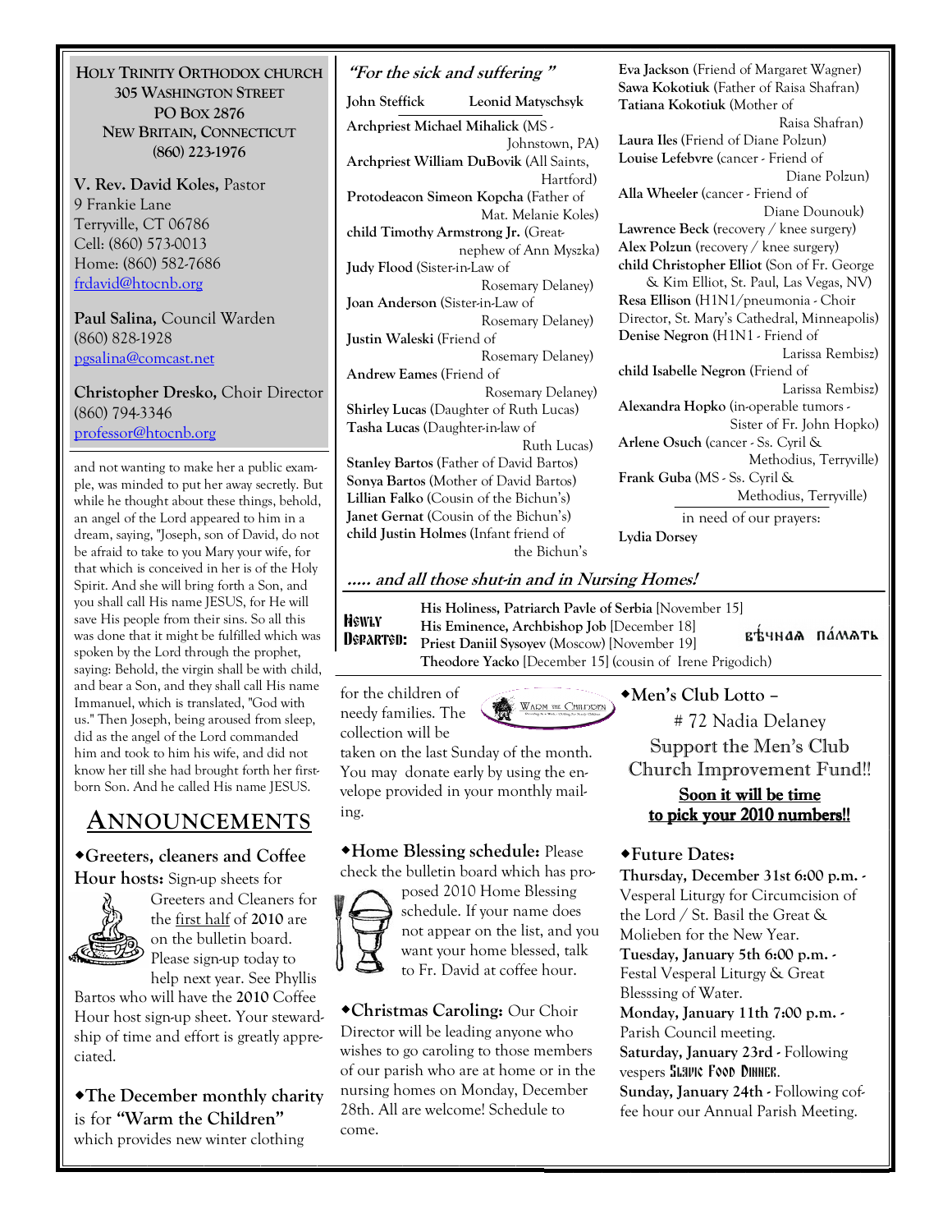**HOLY TRINITY ORTHODOX CHURCH**
**305 WASHINGTON STREET**
**PO BOX 2876**
**NEW BRITAIN, CONNECTICUT**
**(860) 223-1976**

**V. Rev. David Koles,** Pastor
9 Frankie Lane
Terryville, CT 06786
Cell: (860) 573-0013
Home: (860) 582-7686
frdavid@htocnb.org

**Paul Salina,** Council Warden
(860) 828-1928
pgsalina@comcast.net

**Christopher Dresko,** Choir Director
(860) 794-3346
professor@htocnb.org

and not wanting to make her a public example, was minded to put her away secretly. But while he thought about these things, behold, an angel of the Lord appeared to him in a dream, saying, "Joseph, son of David, do not be afraid to take to you Mary your wife, for that which is conceived in her is of the Holy Spirit. And she will bring forth a Son, and you shall call His name JESUS, for He will save His people from their sins. So all this was done that it might be fulfilled which was spoken by the Lord through the prophet, saying: Behold, the virgin shall be with child, and bear a Son, and they shall call His name Immanuel, which is translated, "God with us." Then Joseph, being aroused from sleep, did as the angel of the Lord commanded him and took to him his wife, and did not know her till she had brought forth her firstborn Son. And he called His name JESUS.

## *"For the sick and suffering"*

**John Steffick** **Leonid Matyschsyk**
**Archpriest Michael Mihalick** (MS - Johnstown, PA)
**Archpriest William DuBovik** (All Saints, Hartford)
**Protodeacon Simeon Kopcha** (Father of Mat. Melanie Koles)
**child Timothy Armstrong Jr.** (Great-nephew of Ann Myszka)
**Judy Flood** (Sister-in-Law of Rosemary Delaney)
**Joan Anderson** (Sister-in-Law of Rosemary Delaney)
**Justin Waleski** (Friend of Rosemary Delaney)
**Andrew Eames** (Friend of Rosemary Delaney)
**Shirley Lucas** (Daughter of Ruth Lucas)
**Tasha Lucas** (Daughter-in-law of Ruth Lucas)
**Stanley Bartos** (Father of David Bartos)
**Sonya Bartos** (Mother of David Bartos)
**Lillian Falko** (Cousin of the Bichun's)
**Janet Gernat** (Cousin of the Bichun's)
**child Justin Holmes** (Infant friend of the Bichun's
**Eva Jackson** (Friend of Margaret Wagner)
**Sawa Kokotiuk** (Father of Raisa Shafran)
**Tatiana Kokotiuk** (Mother of Raisa Shafran)
**Laura Iles** (Friend of Diane Polzun)
**Louise Lefebvre** (cancer - Friend of Diane Polzun)
**Alla Wheeler** (cancer - Friend of Diane Dounouk)
**Lawrence Beck** (recovery / knee surgery)
**Alex Polzun** (recovery / knee surgery)
**child Christopher Elliot** (Son of Fr. George & Kim Elliot, St. Paul, Las Vegas, NV)
**Resa Ellison** (H1N1/pneumonia - Choir Director, St. Mary's Cathedral, Minneapolis)
**Denise Negron** (H1N1 - Friend of Larissa Rembisz)
**child Isabelle Negron** (Friend of Larissa Rembisz)
**Alexandra Hopko** (in-operable tumors - Sister of Fr. John Hopko)
**Arlene Osuch** (cancer - Ss. Cyril & Methodius, Terryville)
**Frank Guba** (MS - Ss. Cyril & Methodius, Terryville)

in need of our prayers:

**Lydia Dorsey**

***..... and all those shut-in and in Nursing Homes!***

**Newly Departed:**
**His Holiness, Patriarch Pavle of Serbia** [November 15]
**His Eminence, Archbishop Job** [December 18]
**Priest Daniil Sysoyev** (Moscow) [November 19]
**Theodore Yacko** [December 15] (cousin of Irene Prigodich)

Вѣчнаѧ пáмѧть

# ANNOUNCEMENTS

◆**Greeters, cleaners and Coffee Hour hosts:** Sign-up sheets for Greeters and Cleaners for the first half of **2010** are on the bulletin board. Please sign-up today to help next year. See Phyllis Bartos who will have the **2010** Coffee Hour host sign-up sheet. Your stewardship of time and effort is greatly appreciated.

◆**The December monthly charity** is for **"Warm the Children"** which provides new winter clothing for the children of needy families. The collection will be taken on the last Sunday of the month. You may donate early by using the envelope provided in your monthly mailing.

◆**Home Blessing schedule:** Please check the bulletin board which has proposed 2010 Home Blessing schedule. If your name does not appear on the list, and you want your home blessed, talk to Fr. David at coffee hour.

◆**Christmas Caroling:** Our Choir Director will be leading anyone who wishes to go caroling to those members of our parish who are at home or in the nursing homes on Monday, December 28th. All are welcome! Schedule to come.

◆**Men's Club Lotto –**
# 72 Nadia Delaney
Support the Men's Club Church Improvement Fund!!
**Soon it will be time to pick your 2010 numbers!!**

◆**Future Dates:**
**Thursday, December 31st 6:00 p.m. -** Vesperal Liturgy for Circumcision of the Lord / St. Basil the Great & Molieben for the New Year.
**Tuesday, January 5th 6:00 p.m. -** Festal Vesperal Liturgy & Great Blesssing of Water.
**Monday, January 11th 7:00 p.m. -** Parish Council meeting.
**Saturday, January 23rd -** Following vespers Slavic Food Dinner.
**Sunday, January 24th -** Following coffee hour our Annual Parish Meeting.